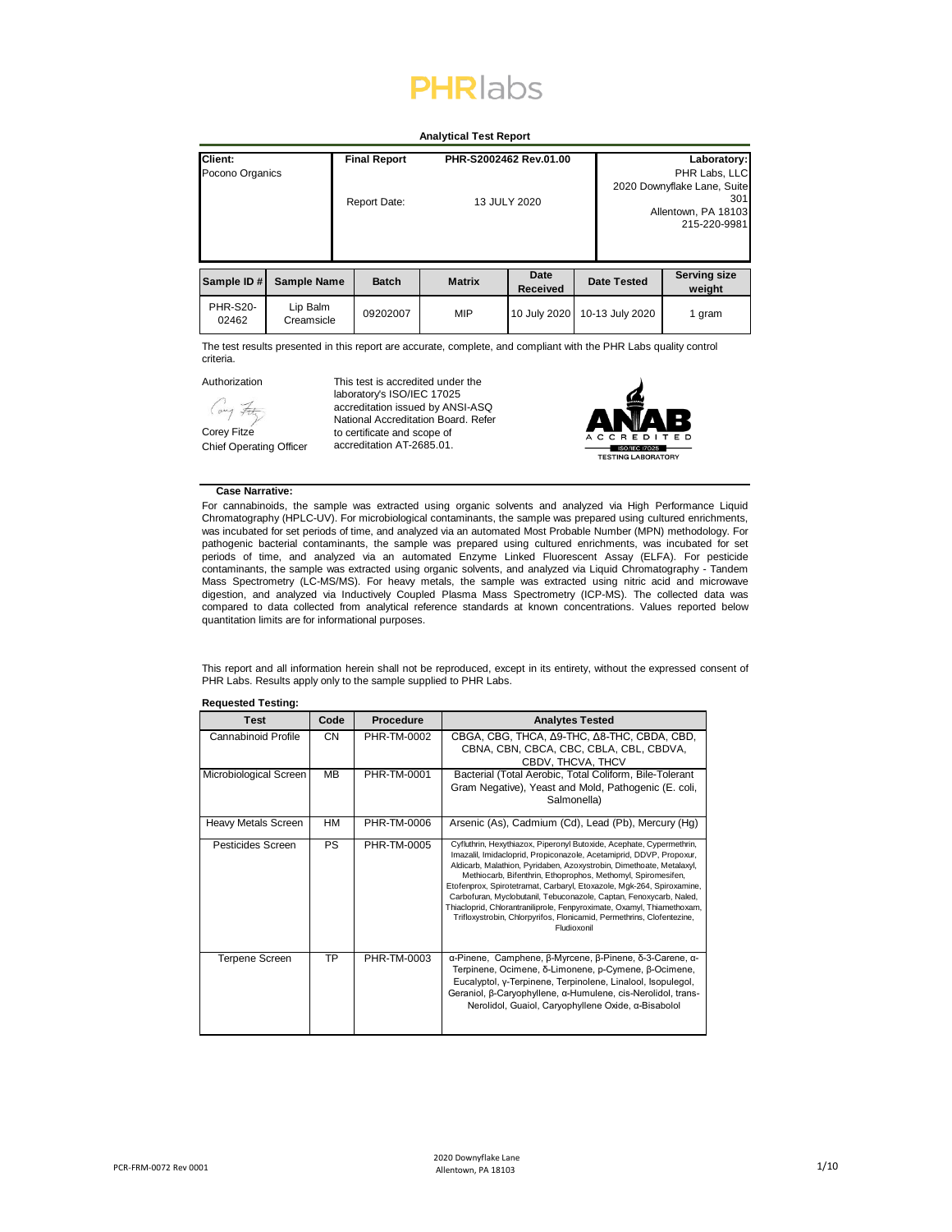# PHRlabs

**Analytical Test Report**

| **Client:** | **Final Report** | **PHR-S2002462 Rev.01.00** | **Laboratory:** |
|---|---|---|---|
| Pocono Organics | Report Date: | 13 JULY 2020 | PHR Labs, LLC<br>2020 Downyflake Lane, Suite 301<br>Allentown, PA 18103<br>215-220-9981 |

| Sample ID # | Sample Name | Batch | Matrix | Date Received | Date Tested | Serving size weight |
|---|---|---|---|---|---|---|
| PHR-S20-02462 | Lip Balm Creamsicle | 09202007 | MIP | 10 July 2020 | 10-13 July 2020 | 1 gram |

The test results presented in this report are accurate, complete, and compliant with the PHR Labs quality control criteria.

Authorization

Corey Fitze
Chief Operating Officer

This test is accredited under the laboratory's ISO/IEC 17025 accreditation issued by ANSI-ASQ National Accreditation Board. Refer to certificate and scope of accreditation AT-2685.01.

ANAB ACCREDITED ISO/IEC 17025 TESTING LABORATORY

**Case Narrative:**

For cannabinoids, the sample was extracted using organic solvents and analyzed via High Performance Liquid Chromatography (HPLC-UV). For microbiological contaminants, the sample was prepared using cultured enrichments, was incubated for set periods of time, and analyzed via an automated Most Probable Number (MPN) methodology. For pathogenic bacterial contaminants, the sample was prepared using cultured enrichments, was incubated for set periods of time, and analyzed via an automated Enzyme Linked Fluorescent Assay (ELFA). For pesticide contaminants, the sample was extracted using organic solvents, and analyzed via Liquid Chromatography - Tandem Mass Spectrometry (LC-MS/MS). For heavy metals, the sample was extracted using nitric acid and microwave digestion, and analyzed via Inductively Coupled Plasma Mass Spectrometry (ICP-MS). The collected data was compared to data collected from analytical reference standards at known concentrations. Values reported below quantitation limits are for informational purposes.

This report and all information herein shall not be reproduced, except in its entirety, without the expressed consent of PHR Labs. Results apply only to the sample supplied to PHR Labs.

**Requested Testing:**

| Test | Code | Procedure | Analytes Tested |
|---|---|---|---|
| Cannabinoid Profile | CN | PHR-TM-0002 | CBGA, CBG, THCA, Δ9-THC, Δ8-THC, CBDA, CBD, CBNA, CBN, CBCA, CBC, CBLA, CBL, CBDVA, CBDV, THCVA, THCV |
| Microbiological Screen | MB | PHR-TM-0001 | Bacterial (Total Aerobic, Total Coliform, Bile-Tolerant Gram Negative), Yeast and Mold, Pathogenic (E. coli, Salmonella) |
| Heavy Metals Screen | HM | PHR-TM-0006 | Arsenic (As), Cadmium (Cd), Lead (Pb), Mercury (Hg) |
| Pesticides Screen | PS | PHR-TM-0005 | Cyfluthrin, Hexythiazox, Piperonyl Butoxide, Acephate, Cypermethrin, Imazalil, Imidacloprid, Propiconazole, Acetamiprid, DDVP, Propoxur, Aldicarb, Malathion, Pyridaben, Azoxystrobin, Dimethoate, Metalaxyl, Methiocarb, Bifenthrin, Ethoprophos, Methomyl, Spiromesifen, Etofenprox, Spirotetramat, Carbaryl, Etoxazole, Mgk-264, Spiroxamine, Carbofuran, Myclobutanil, Tebuconazole, Captan, Fenoxycarb, Naled, Thiacloprid, Chlorantraniliprole, Fenpyroximate, Oxamyl, Thiamethoxam, Trifloxystrobin, Chlorpyrifos, Flonicamid, Permethrins, Clofentezine, Fludioxonil |
| Terpene Screen | TP | PHR-TM-0003 | α-Pinene, Camphene, β-Myrcene, β-Pinene, δ-3-Carene, α-Terpinene, Ocimene, δ-Limonene, p-Cymene, β-Ocimene, Eucalyptol, γ-Terpinene, Terpinolene, Linalool, Isopulegol, Geraniol, β-Caryophyllene, α-Humulene, cis-Nerolidol, trans-Nerolidol, Guaiol, Caryophyllene Oxide, α-Bisabolol |

PCR-FRM-0072 Rev 0001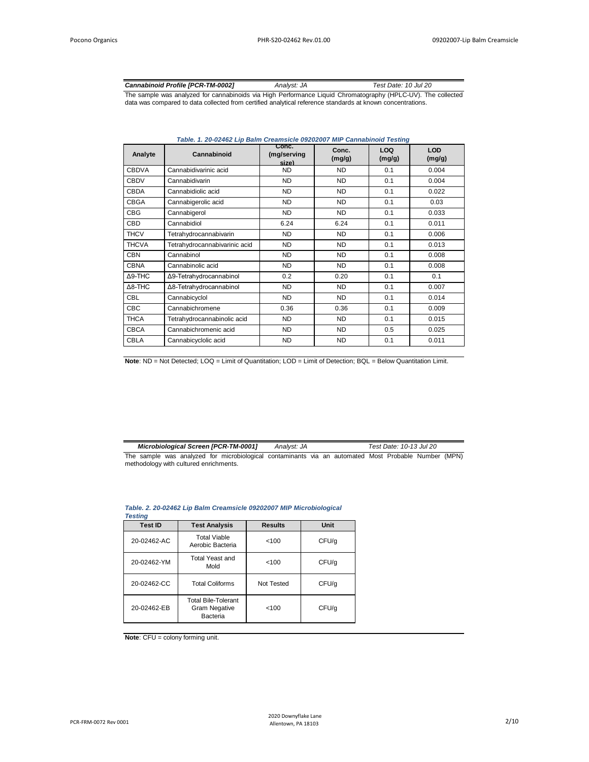**Cannabinoid Profile [PCR-TM-0002]** *Analyst: JA* *Test Date: 10 Jul 20*

The sample was analyzed for cannabinoids via High Performance Liquid Chromatography (HPLC-UV). The collected data was compared to data collected from certified analytical reference standards at known concentrations.

***Table. 1. 20-02462 Lip Balm Creamsicle 09202007 MIP Cannabinoid Testing***

| Analyte | Cannabinoid | Conc. (mg/serving size) | Conc. (mg/g) | LOQ (mg/g) | LOD (mg/g) |
|---|---|---|---|---|---|
| CBDVA | Cannabidivarinic acid | ND | ND | 0.1 | 0.004 |
| CBDV | Cannabidivarin | ND | ND | 0.1 | 0.004 |
| CBDA | Cannabidiolic acid | ND | ND | 0.1 | 0.022 |
| CBGA | Cannabigerolic acid | ND | ND | 0.1 | 0.03 |
| CBG | Cannabigerol | ND | ND | 0.1 | 0.033 |
| CBD | Cannabidiol | 6.24 | 6.24 | 0.1 | 0.011 |
| THCV | Tetrahydrocannabivarin | ND | ND | 0.1 | 0.006 |
| THCVA | Tetrahydrocannabivarinic acid | ND | ND | 0.1 | 0.013 |
| CBN | Cannabinol | ND | ND | 0.1 | 0.008 |
| CBNA | Cannabinolic acid | ND | ND | 0.1 | 0.008 |
| Δ9-THC | Δ9-Tetrahydrocannabinol | 0.2 | 0.20 | 0.1 | 0.1 |
| Δ8-THC | Δ8-Tetrahydrocannabinol | ND | ND | 0.1 | 0.007 |
| CBL | Cannabicyclol | ND | ND | 0.1 | 0.014 |
| CBC | Cannabichromene | 0.36 | 0.36 | 0.1 | 0.009 |
| THCA | Tetrahydrocannabinolic acid | ND | ND | 0.1 | 0.015 |
| CBCA | Cannabichromenic acid | ND | ND | 0.5 | 0.025 |
| CBLA | Cannabicyclolic acid | ND | ND | 0.1 | 0.011 |

**Note**: ND = Not Detected; LOQ = Limit of Quantitation; LOD = Limit of Detection; BQL = Below Quantitation Limit.

**Microbiological Screen [PCR-TM-0001]** *Analyst: JA* *Test Date: 10-13 Jul 20*

The sample was analyzed for microbiological contaminants via an automated Most Probable Number (MPN) methodology with cultured enrichments.

***Table. 2. 20-02462 Lip Balm Creamsicle 09202007 MIP Microbiological Testing***

| Test ID | Test Analysis | Results | Unit |
|---|---|---|---|
| 20-02462-AC | Total Viable Aerobic Bacteria | <100 | CFU/g |
| 20-02462-YM | Total Yeast and Mold | <100 | CFU/g |
| 20-02462-CC | Total Coliforms | Not Tested | CFU/g |
| 20-02462-EB | Total Bile-Tolerant Gram Negative Bacteria | <100 | CFU/g |

**Note**: CFU = colony forming unit.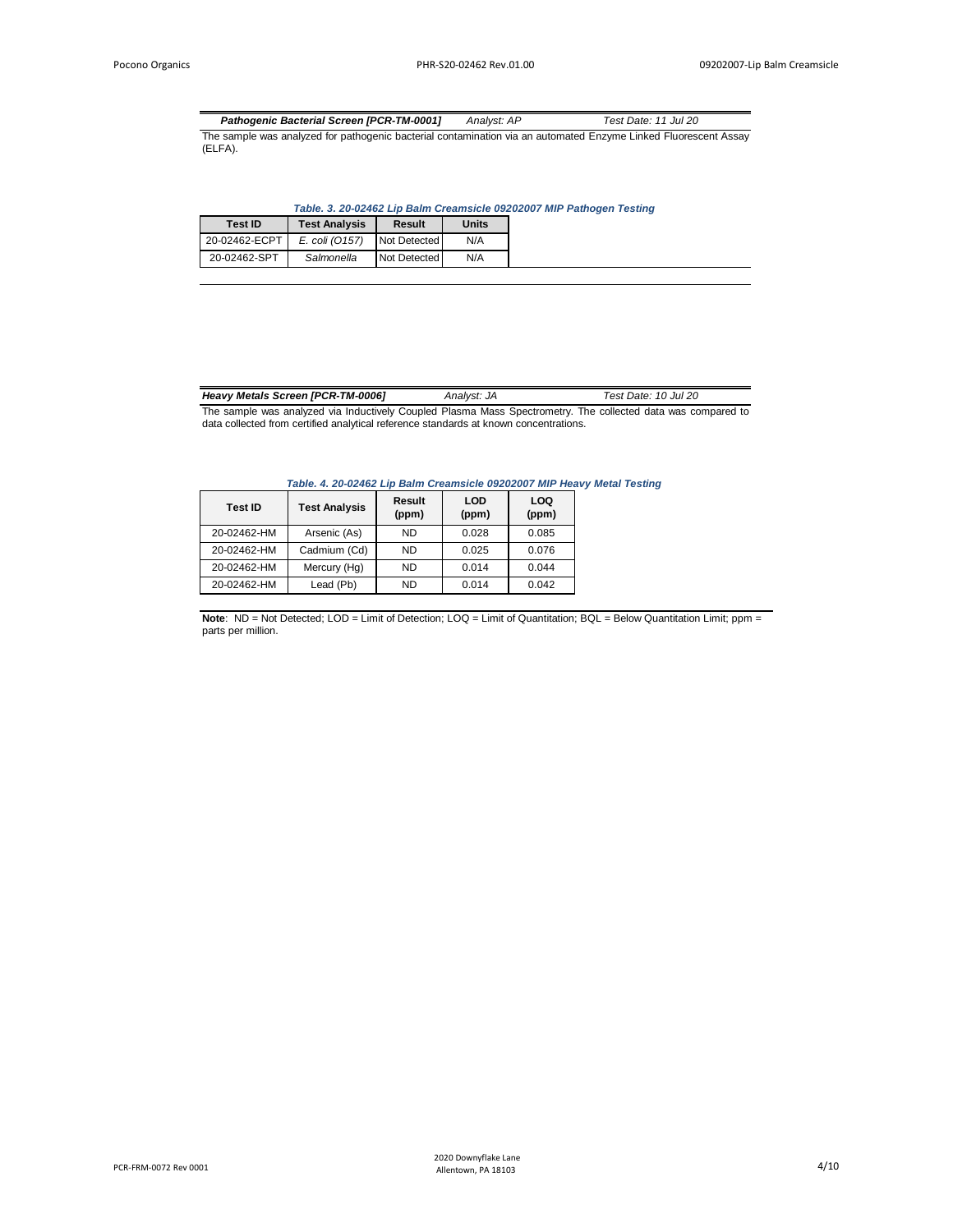***Pathogenic Bacterial Screen [PCR-TM-0001]*** *Analyst: AP* *Test Date: 11 Jul 20*

The sample was analyzed for pathogenic bacterial contamination via an automated Enzyme Linked Fluorescent Assay (ELFA).

***Table. 3. 20-02462 Lip Balm Creamsicle 09202007 MIP Pathogen Testing***

| Test ID | Test Analysis | Result | Units |
|---|---|---|---|
| 20-02462-ECPT | *E. coli (O157)* | Not Detected | N/A |
| 20-02462-SPT | *Salmonella* | Not Detected | N/A |

***Heavy Metals Screen [PCR-TM-0006]*** *Analyst: JA* *Test Date: 10 Jul 20*

The sample was analyzed via Inductively Coupled Plasma Mass Spectrometry. The collected data was compared to data collected from certified analytical reference standards at known concentrations.

***Table. 4. 20-02462 Lip Balm Creamsicle 09202007 MIP Heavy Metal Testing***

| Test ID | Test Analysis | Result (ppm) | LOD (ppm) | LOQ (ppm) |
|---|---|---|---|---|
| 20-02462-HM | Arsenic (As) | ND | 0.028 | 0.085 |
| 20-02462-HM | Cadmium (Cd) | ND | 0.025 | 0.076 |
| 20-02462-HM | Mercury (Hg) | ND | 0.014 | 0.044 |
| 20-02462-HM | Lead (Pb) | ND | 0.014 | 0.042 |

**Note**: ND = Not Detected; LOD = Limit of Detection; LOQ = Limit of Quantitation; BQL = Below Quantitation Limit; ppm = parts per million.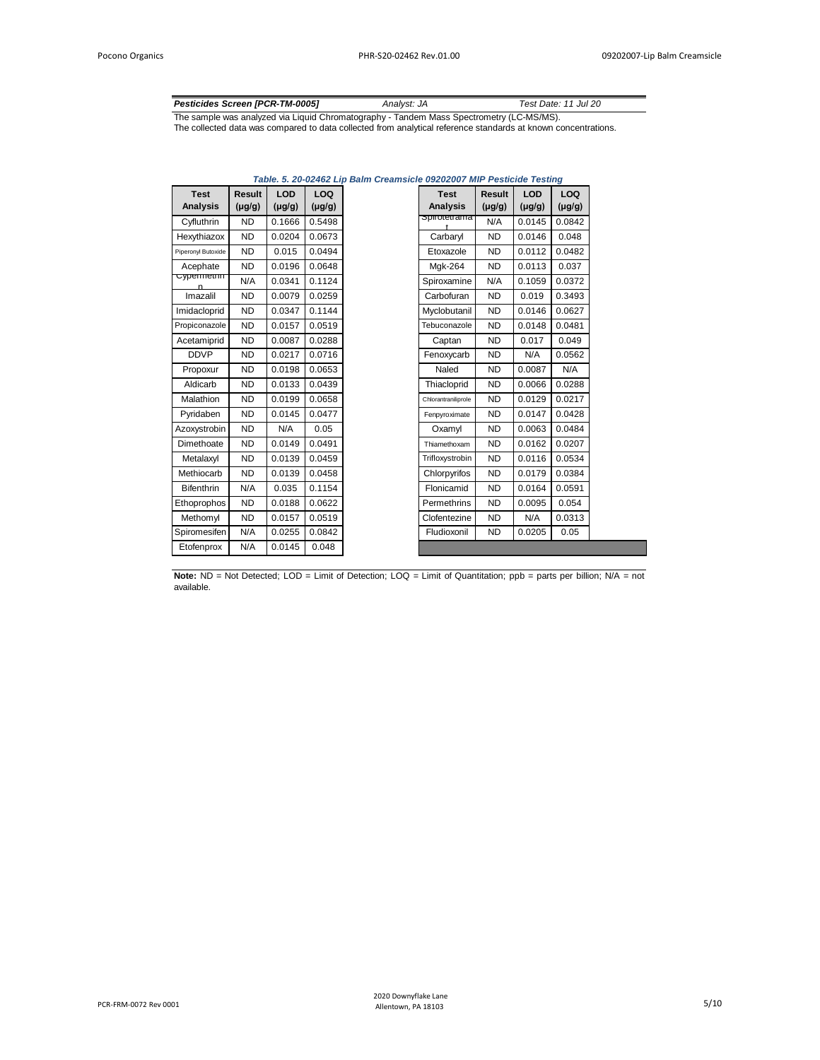**Pesticides Screen [PCR-TM-0005]** *Analyst: JA* *Test Date: 11 Jul 20*

The sample was analyzed via Liquid Chromatography - Tandem Mass Spectrometry (LC-MS/MS).
The collected data was compared to data collected from analytical reference standards at known concentrations.

*Table. 5. 20-02462 Lip Balm Creamsicle 09202007 MIP Pesticide Testing*

| Test Analysis | Result (µg/g) | LOD (µg/g) | LOQ (µg/g) | Test Analysis | Result (µg/g) | LOD (µg/g) | LOQ (µg/g) |
|---|---|---|---|---|---|---|---|
| Cyfluthrin | ND | 0.1666 | 0.5498 | Spirotetramat | N/A | 0.0145 | 0.0842 |
| Hexythiazox | ND | 0.0204 | 0.0673 | Carbaryl | ND | 0.0146 | 0.048 |
| Piperonyl Butoxide | ND | 0.015 | 0.0494 | Etoxazole | ND | 0.0112 | 0.0482 |
| Acephate | ND | 0.0196 | 0.0648 | Mgk-264 | ND | 0.0113 | 0.037 |
| Cypermethrin | N/A | 0.0341 | 0.1124 | Spiroxamine | N/A | 0.1059 | 0.0372 |
| Imazalil | ND | 0.0079 | 0.0259 | Carbofuran | ND | 0.019 | 0.3493 |
| Imidacloprid | ND | 0.0347 | 0.1144 | Myclobutanil | ND | 0.0146 | 0.0627 |
| Propiconazole | ND | 0.0157 | 0.0519 | Tebuconazole | ND | 0.0148 | 0.0481 |
| Acetamiprid | ND | 0.0087 | 0.0288 | Captan | ND | 0.017 | 0.049 |
| DDVP | ND | 0.0217 | 0.0716 | Fenoxycarb | ND | N/A | 0.0562 |
| Propoxur | ND | 0.0198 | 0.0653 | Naled | ND | 0.0087 | N/A |
| Aldicarb | ND | 0.0133 | 0.0439 | Thiacloprid | ND | 0.0066 | 0.0288 |
| Malathion | ND | 0.0199 | 0.0658 | Chlorantraniliprole | ND | 0.0129 | 0.0217 |
| Pyridaben | ND | 0.0145 | 0.0477 | Fenpyroximate | ND | 0.0147 | 0.0428 |
| Azoxystrobin | ND | N/A | 0.05 | Oxamyl | ND | 0.0063 | 0.0484 |
| Dimethoate | ND | 0.0149 | 0.0491 | Thiamethoxam | ND | 0.0162 | 0.0207 |
| Metalaxyl | ND | 0.0139 | 0.0459 | Trifloxystrobin | ND | 0.0116 | 0.0534 |
| Methiocarb | ND | 0.0139 | 0.0458 | Chlorpyrifos | ND | 0.0179 | 0.0384 |
| Bifenthrin | N/A | 0.035 | 0.1154 | Flonicamid | ND | 0.0164 | 0.0591 |
| Ethoprophos | ND | 0.0188 | 0.0622 | Permethrins | ND | 0.0095 | 0.054 |
| Methomyl | ND | 0.0157 | 0.0519 | Clofentezine | ND | N/A | 0.0313 |
| Spiromesifen | N/A | 0.0255 | 0.0842 | Fludioxonil | ND | 0.0205 | 0.05 |
| Etofenprox | N/A | 0.0145 | 0.048 | | | | |

**Note:** ND = Not Detected; LOD = Limit of Detection; LOQ = Limit of Quantitation; ppb = parts per billion; N/A = not available.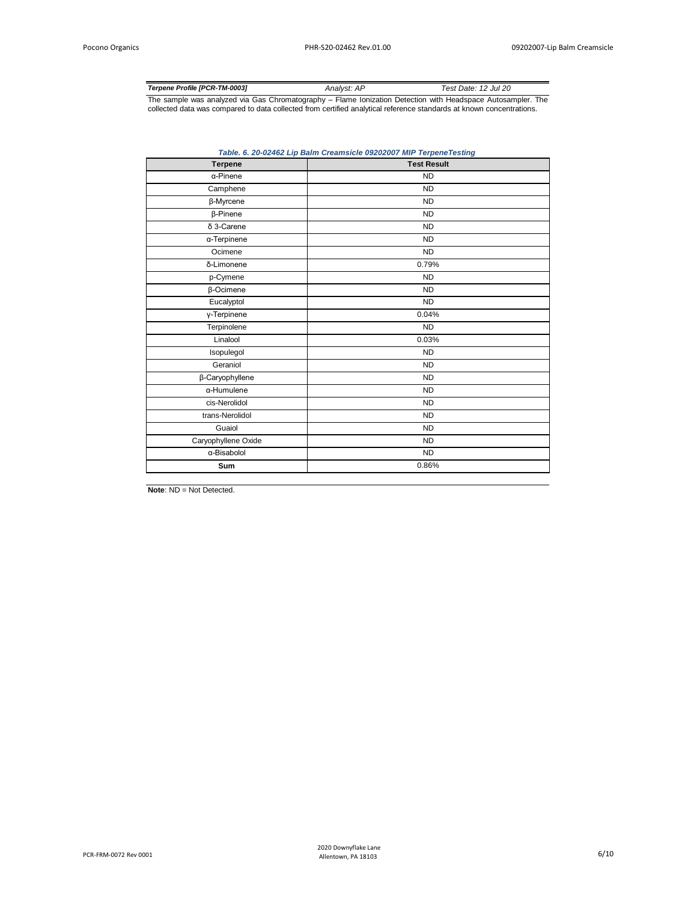***Terpene Profile [PCR-TM-0003]*** *Analyst: AP* *Test Date: 12 Jul 20*

The sample was analyzed via Gas Chromatography – Flame Ionization Detection with Headspace Autosampler. The collected data was compared to data collected from certified analytical reference standards at known concentrations.

***Table. 6. 20-02462 Lip Balm Creamsicle 09202007 MIP TerpeneTesting***

| Terpene | Test Result |
|---|---|
| α-Pinene | ND |
| Camphene | ND |
| β-Myrcene | ND |
| β-Pinene | ND |
| δ 3-Carene | ND |
| α-Terpinene | ND |
| Ocimene | ND |
| δ-Limonene | 0.79% |
| p-Cymene | ND |
| β-Ocimene | ND |
| Eucalyptol | ND |
| γ-Terpinene | 0.04% |
| Terpinolene | ND |
| Linalool | 0.03% |
| Isopulegol | ND |
| Geraniol | ND |
| β-Caryophyllene | ND |
| α-Humulene | ND |
| cis-Nerolidol | ND |
| trans-Nerolidol | ND |
| Guaiol | ND |
| Caryophyllene Oxide | ND |
| α-Bisabolol | ND |
| **Sum** | 0.86% |

**Note**: ND = Not Detected.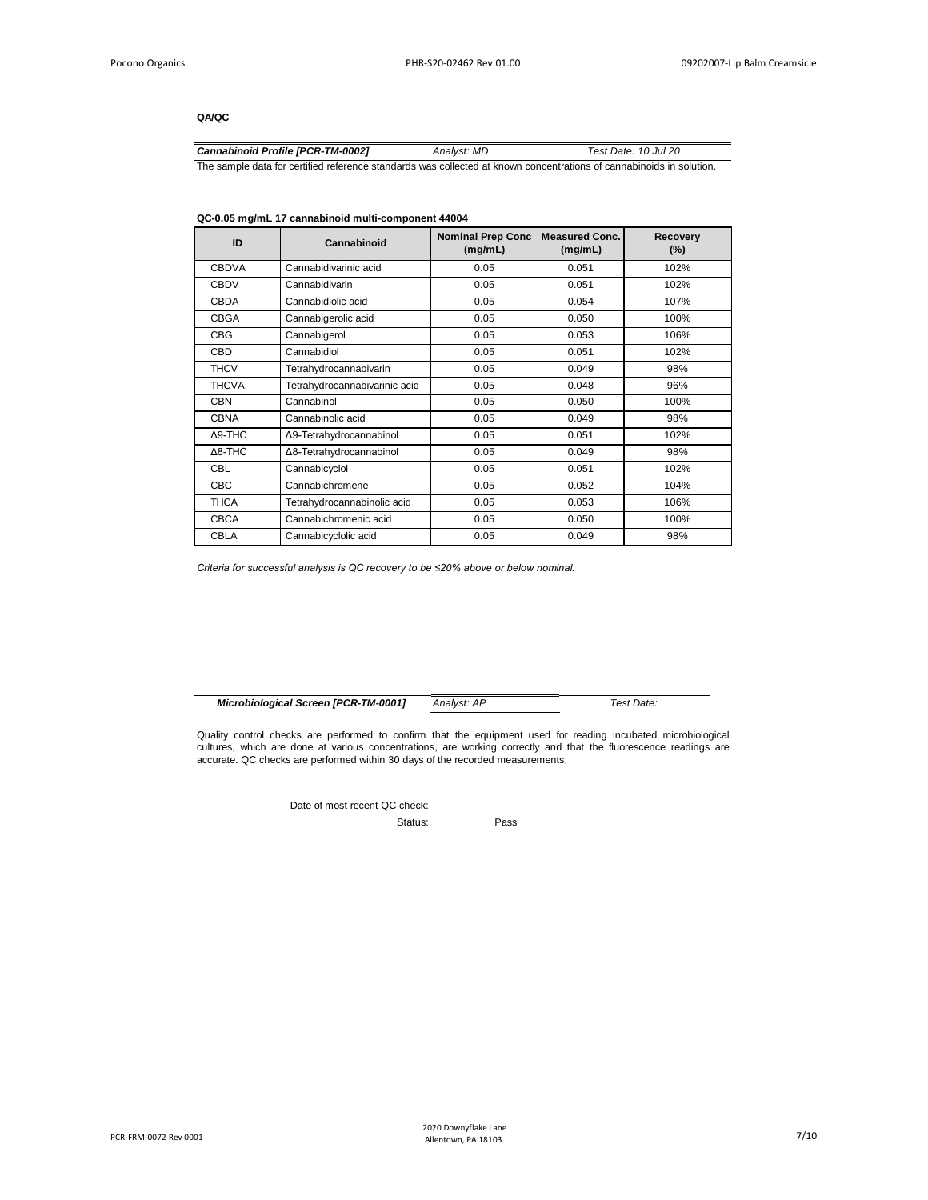**QA/QC**

***Cannabinoid Profile [PCR-TM-0002]*** *Analyst: MD* *Test Date: 10 Jul 20*

The sample data for certified reference standards was collected at known concentrations of cannabinoids in solution.

**QC-0.05 mg/mL 17 cannabinoid multi-component 44004**

| ID | Cannabinoid | Nominal Prep Conc (mg/mL) | Measured Conc. (mg/mL) | Recovery (%) |
|---|---|---|---|---|
| CBDVA | Cannabidivarinic acid | 0.05 | 0.051 | 102% |
| CBDV | Cannabidivarin | 0.05 | 0.051 | 102% |
| CBDA | Cannabidiolic acid | 0.05 | 0.054 | 107% |
| CBGA | Cannabigerolic acid | 0.05 | 0.050 | 100% |
| CBG | Cannabigerol | 0.05 | 0.053 | 106% |
| CBD | Cannabidiol | 0.05 | 0.051 | 102% |
| THCV | Tetrahydrocannabivarin | 0.05 | 0.049 | 98% |
| THCVA | Tetrahydrocannabivarinic acid | 0.05 | 0.048 | 96% |
| CBN | Cannabinol | 0.05 | 0.050 | 100% |
| CBNA | Cannabinolic acid | 0.05 | 0.049 | 98% |
| Δ9-THC | Δ9-Tetrahydrocannabinol | 0.05 | 0.051 | 102% |
| Δ8-THC | Δ8-Tetrahydrocannabinol | 0.05 | 0.049 | 98% |
| CBL | Cannabicyclol | 0.05 | 0.051 | 102% |
| CBC | Cannabichromene | 0.05 | 0.052 | 104% |
| THCA | Tetrahydrocannabinolic acid | 0.05 | 0.053 | 106% |
| CBCA | Cannabichromenic acid | 0.05 | 0.050 | 100% |
| CBLA | Cannabicyclolic acid | 0.05 | 0.049 | 98% |

*Criteria for successful analysis is QC recovery to be ≤20% above or below nominal.*

***Microbiological Screen [PCR-TM-0001]*** *Analyst: AP* *Test Date:*

Quality control checks are performed to confirm that the equipment used for reading incubated microbiological cultures, which are done at various concentrations, are working correctly and that the fluorescence readings are accurate. QC checks are performed within 30 days of the recorded measurements.

Date of most recent QC check:

Status: Pass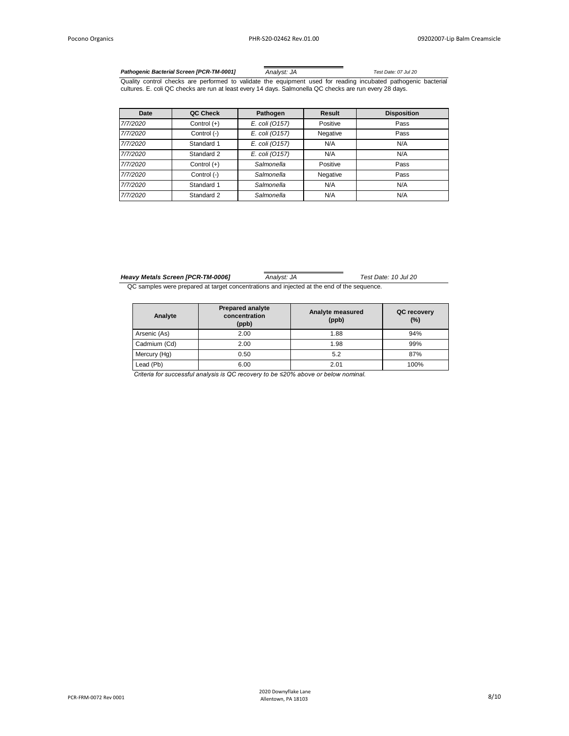***Pathogenic Bacterial Screen [PCR-TM-0001]*** *Analyst: JA* *Test Date: 07 Jul 20*

Quality control checks are performed to validate the equipment used for reading incubated pathogenic bacterial cultures. E. coli QC checks are run at least every 14 days. Salmonella QC checks are run every 28 days.

| Date | QC Check | Pathogen | Result | Disposition |
|---|---|---|---|---|
| *7/7/2020* | Control (+) | *E. coli (O157)* | Positive | Pass |
| *7/7/2020* | Control (-) | *E. coli (O157)* | Negative | Pass |
| *7/7/2020* | Standard 1 | *E. coli (O157)* | N/A | N/A |
| *7/7/2020* | Standard 2 | *E. coli (O157)* | N/A | N/A |
| *7/7/2020* | Control (+) | *Salmonella* | Positive | Pass |
| *7/7/2020* | Control (-) | *Salmonella* | Negative | Pass |
| *7/7/2020* | Standard 1 | *Salmonella* | N/A | N/A |
| *7/7/2020* | Standard 2 | *Salmonella* | N/A | N/A |

***Heavy Metals Screen [PCR-TM-0006]*** *Analyst: JA* *Test Date: 10 Jul 20*

QC samples were prepared at target concentrations and injected at the end of the sequence.

| Analyte | Prepared analyte concentration (ppb) | Analyte measured (ppb) | QC recovery (%) |
|---|---|---|---|
| Arsenic (As) | 2.00 | 1.88 | 94% |
| Cadmium (Cd) | 2.00 | 1.98 | 99% |
| Mercury (Hg) | 0.50 | 5.2 | 87% |
| Lead (Pb) | 6.00 | 2.01 | 100% |

*Criteria for successful analysis is QC recovery to be ≤20% above or below nominal.*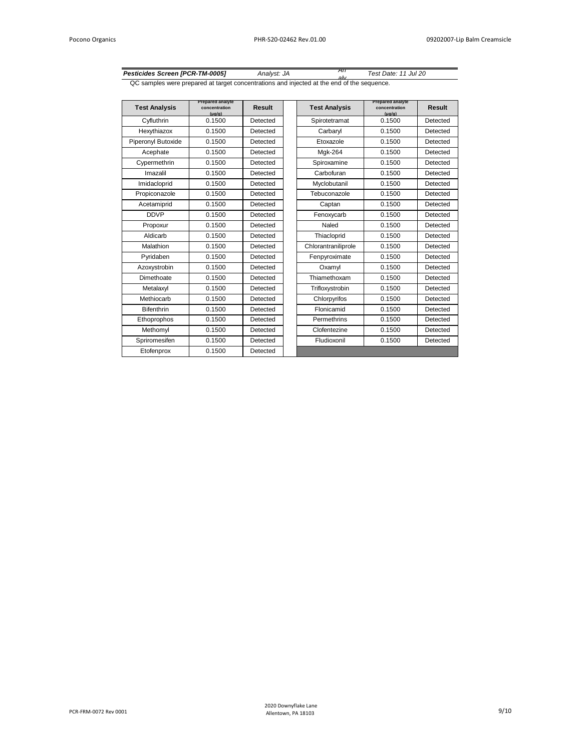***Pesticides Screen [PCR-TM-0005]*** *Analyst: JA* *An aly* *Test Date: 11 Jul 20*

QC samples were prepared at target concentrations and injected at the end of the sequence.

| Test Analysis | Prepared analyte concentration (µg/g) | Result | Test Analysis | Prepared analyte concentration (µg/g) | Result |
|---|---|---|---|---|---|
| Cyfluthrin | 0.1500 | Detected | Spirotetramat | 0.1500 | Detected |
| Hexythiazox | 0.1500 | Detected | Carbaryl | 0.1500 | Detected |
| Piperonyl Butoxide | 0.1500 | Detected | Etoxazole | 0.1500 | Detected |
| Acephate | 0.1500 | Detected | Mgk-264 | 0.1500 | Detected |
| Cypermethrin | 0.1500 | Detected | Spiroxamine | 0.1500 | Detected |
| Imazalil | 0.1500 | Detected | Carbofuran | 0.1500 | Detected |
| Imidacloprid | 0.1500 | Detected | Myclobutanil | 0.1500 | Detected |
| Propiconazole | 0.1500 | Detected | Tebuconazole | 0.1500 | Detected |
| Acetamiprid | 0.1500 | Detected | Captan | 0.1500 | Detected |
| DDVP | 0.1500 | Detected | Fenoxycarb | 0.1500 | Detected |
| Propoxur | 0.1500 | Detected | Naled | 0.1500 | Detected |
| Aldicarb | 0.1500 | Detected | Thiacloprid | 0.1500 | Detected |
| Malathion | 0.1500 | Detected | Chlorantraniliprole | 0.1500 | Detected |
| Pyridaben | 0.1500 | Detected | Fenpyroximate | 0.1500 | Detected |
| Azoxystrobin | 0.1500 | Detected | Oxamyl | 0.1500 | Detected |
| Dimethoate | 0.1500 | Detected | Thiamethoxam | 0.1500 | Detected |
| Metalaxyl | 0.1500 | Detected | Trifloxystrobin | 0.1500 | Detected |
| Methiocarb | 0.1500 | Detected | Chlorpyrifos | 0.1500 | Detected |
| Bifenthrin | 0.1500 | Detected | Flonicamid | 0.1500 | Detected |
| Ethoprophos | 0.1500 | Detected | Permethrins | 0.1500 | Detected |
| Methomyl | 0.1500 | Detected | Clofentezine | 0.1500 | Detected |
| Spriromesifen | 0.1500 | Detected | Fludioxonil | 0.1500 | Detected |
| Etofenprox | 0.1500 | Detected | | | |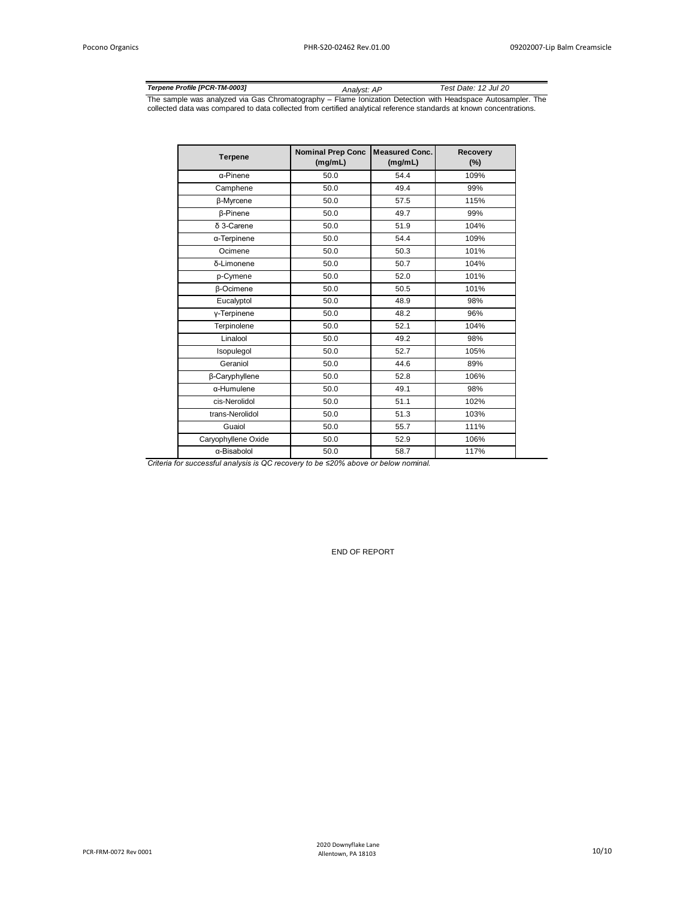***Terpene Profile [PCR-TM-0003]*** *Analyst: AP* *Test Date: 12 Jul 20*

The sample was analyzed via Gas Chromatography – Flame Ionization Detection with Headspace Autosampler. The collected data was compared to data collected from certified analytical reference standards at known concentrations.

| Terpene | Nominal Prep Conc (mg/mL) | Measured Conc. (mg/mL) | Recovery (%) |
|---|---|---|---|
| α-Pinene | 50.0 | 54.4 | 109% |
| Camphene | 50.0 | 49.4 | 99% |
| β-Myrcene | 50.0 | 57.5 | 115% |
| β-Pinene | 50.0 | 49.7 | 99% |
| δ 3-Carene | 50.0 | 51.9 | 104% |
| α-Terpinene | 50.0 | 54.4 | 109% |
| Ocimene | 50.0 | 50.3 | 101% |
| δ-Limonene | 50.0 | 50.7 | 104% |
| p-Cymene | 50.0 | 52.0 | 101% |
| β-Ocimene | 50.0 | 50.5 | 101% |
| Eucalyptol | 50.0 | 48.9 | 98% |
| γ-Terpinene | 50.0 | 48.2 | 96% |
| Terpinolene | 50.0 | 52.1 | 104% |
| Linalool | 50.0 | 49.2 | 98% |
| Isopulegol | 50.0 | 52.7 | 105% |
| Geraniol | 50.0 | 44.6 | 89% |
| β-Caryphyllene | 50.0 | 52.8 | 106% |
| α-Humulene | 50.0 | 49.1 | 98% |
| cis-Nerolidol | 50.0 | 51.1 | 102% |
| trans-Nerolidol | 50.0 | 51.3 | 103% |
| Guaiol | 50.0 | 55.7 | 111% |
| Caryophyllene Oxide | 50.0 | 52.9 | 106% |
| α-Bisabolol | 50.0 | 58.7 | 117% |

*Criteria for successful analysis is QC recovery to be ≤20% above or below nominal.*

END OF REPORT